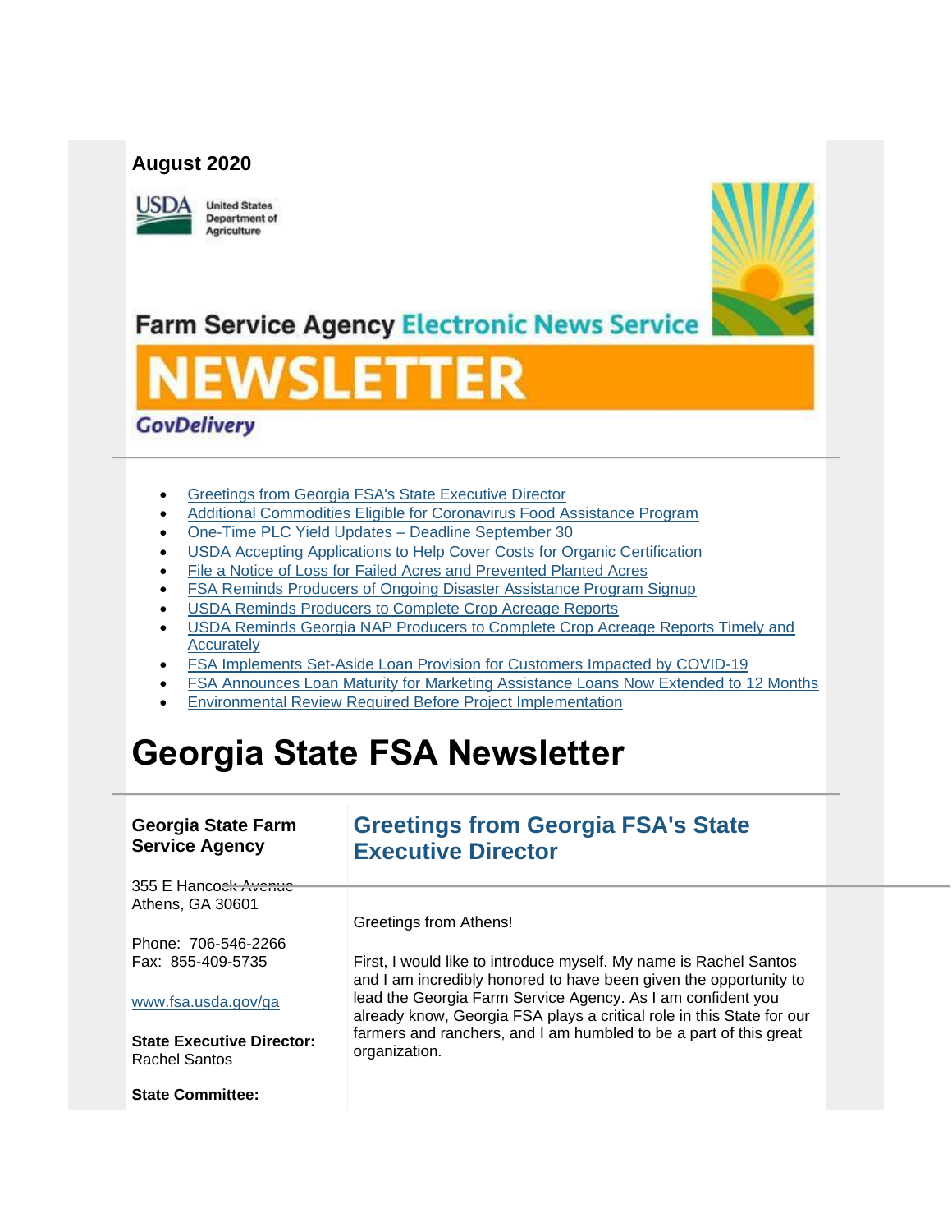**August 2020**

United States Department of Agriculture

Farm Service Agency Electronic News Service

NEWSLETTER

GovDelivery

- Greetings from Georgia FSA's State Executive Director
- Additional Commodities Eligible for Coronavirus Food Assistance Program
- One-Time PLC Yield Updates – Deadline September 30
- USDA Accepting Applications to Help Cover Costs for Organic Certification
- File a Notice of Loss for Failed Acres and Prevented Planted Acres
- FSA Reminds Producers of Ongoing Disaster Assistance Program Signup
- USDA Reminds Producers to Complete Crop Acreage Reports
- USDA Reminds Georgia NAP Producers to Complete Crop Acreage Reports Timely and Accurately
- FSA Implements Set-Aside Loan Provision for Customers Impacted by COVID-19
- FSA Announces Loan Maturity for Marketing Assistance Loans Now Extended to 12 Months
- Environmental Review Required Before Project Implementation

# Georgia State FSA Newsletter

**Georgia State Farm Service Agency**

355 E Hancock Avenue
Athens, GA 30601

Phone: 706-546-2266
Fax: 855-409-5735

www.fsa.usda.gov/ga

**State Executive Director:**
Rachel Santos

**State Committee:**

## Greetings from Georgia FSA's State Executive Director

Greetings from Athens!

First, I would like to introduce myself. My name is Rachel Santos and I am incredibly honored to have been given the opportunity to lead the Georgia Farm Service Agency. As I am confident you already know, Georgia FSA plays a critical role in this State for our farmers and ranchers, and I am humbled to be a part of this great organization.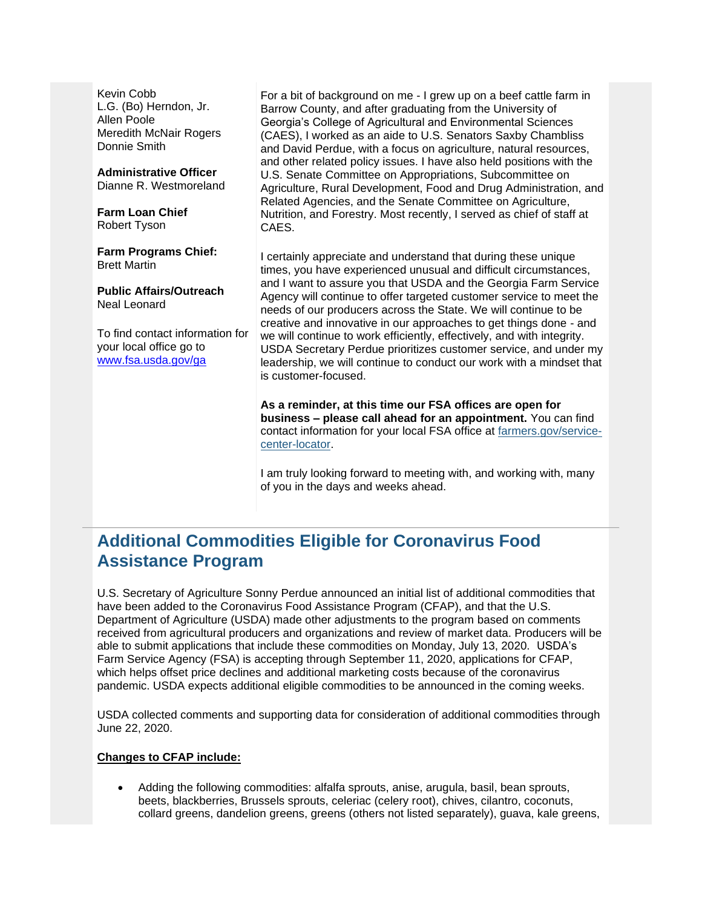Kevin Cobb
L.G. (Bo) Herndon, Jr.
Allen Poole
Meredith McNair Rogers
Donnie Smith

**Administrative Officer**
Dianne R. Westmoreland

**Farm Loan Chief**
Robert Tyson

**Farm Programs Chief:**
Brett Martin

**Public Affairs/Outreach**
Neal Leonard

To find contact information for your local office go to [www.fsa.usda.gov/ga](www.fsa.usda.gov/ga)

For a bit of background on me - I grew up on a beef cattle farm in Barrow County, and after graduating from the University of Georgia's College of Agricultural and Environmental Sciences (CAES), I worked as an aide to U.S. Senators Saxby Chambliss and David Perdue, with a focus on agriculture, natural resources, and other related policy issues. I have also held positions with the U.S. Senate Committee on Appropriations, Subcommittee on Agriculture, Rural Development, Food and Drug Administration, and Related Agencies, and the Senate Committee on Agriculture, Nutrition, and Forestry. Most recently, I served as chief of staff at CAES.

I certainly appreciate and understand that during these unique times, you have experienced unusual and difficult circumstances, and I want to assure you that USDA and the Georgia Farm Service Agency will continue to offer targeted customer service to meet the needs of our producers across the State. We will continue to be creative and innovative in our approaches to get things done - and we will continue to work efficiently, effectively, and with integrity. USDA Secretary Perdue prioritizes customer service, and under my leadership, we will continue to conduct our work with a mindset that is customer-focused.

**As a reminder, at this time our FSA offices are open for business – please call ahead for an appointment.** You can find contact information for your local FSA office at [farmers.gov/service-center-locator](farmers.gov/service-center-locator).

I am truly looking forward to meeting with, and working with, many of you in the days and weeks ahead.

---

## Additional Commodities Eligible for Coronavirus Food Assistance Program

U.S. Secretary of Agriculture Sonny Perdue announced an initial list of additional commodities that have been added to the Coronavirus Food Assistance Program (CFAP), and that the U.S. Department of Agriculture (USDA) made other adjustments to the program based on comments received from agricultural producers and organizations and review of market data. Producers will be able to submit applications that include these commodities on Monday, July 13, 2020. USDA's Farm Service Agency (FSA) is accepting through September 11, 2020, applications for CFAP, which helps offset price declines and additional marketing costs because of the coronavirus pandemic. USDA expects additional eligible commodities to be announced in the coming weeks.

USDA collected comments and supporting data for consideration of additional commodities through June 22, 2020.

**Changes to CFAP include:**

- Adding the following commodities: alfalfa sprouts, anise, arugula, basil, bean sprouts, beets, blackberries, Brussels sprouts, celeriac (celery root), chives, cilantro, coconuts, collard greens, dandelion greens, greens (others not listed separately), guava, kale greens,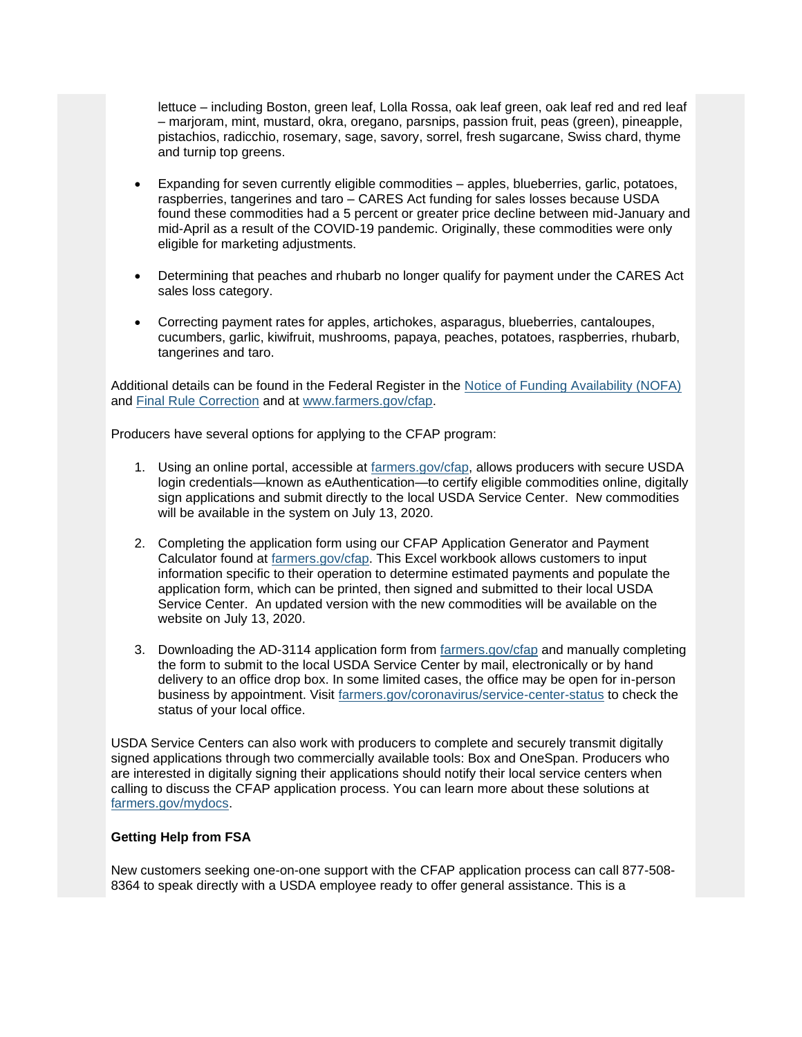lettuce – including Boston, green leaf, Lolla Rossa, oak leaf green, oak leaf red and red leaf – marjoram, mint, mustard, okra, oregano, parsnips, passion fruit, peas (green), pineapple, pistachios, radicchio, rosemary, sage, savory, sorrel, fresh sugarcane, Swiss chard, thyme and turnip top greens.

- Expanding for seven currently eligible commodities – apples, blueberries, garlic, potatoes, raspberries, tangerines and taro – CARES Act funding for sales losses because USDA found these commodities had a 5 percent or greater price decline between mid-January and mid-April as a result of the COVID-19 pandemic. Originally, these commodities were only eligible for marketing adjustments.

- Determining that peaches and rhubarb no longer qualify for payment under the CARES Act sales loss category.

- Correcting payment rates for apples, artichokes, asparagus, blueberries, cantaloupes, cucumbers, garlic, kiwifruit, mushrooms, papaya, peaches, potatoes, raspberries, rhubarb, tangerines and taro.

Additional details can be found in the Federal Register in the [Notice of Funding Availability (NOFA)]() and [Final Rule Correction]() and at [www.farmers.gov/cfap]().

Producers have several options for applying to the CFAP program:

1. Using an online portal, accessible at [farmers.gov/cfap](), allows producers with secure USDA login credentials—known as eAuthentication—to certify eligible commodities online, digitally sign applications and submit directly to the local USDA Service Center. New commodities will be available in the system on July 13, 2020.

2. Completing the application form using our CFAP Application Generator and Payment Calculator found at [farmers.gov/cfap](). This Excel workbook allows customers to input information specific to their operation to determine estimated payments and populate the application form, which can be printed, then signed and submitted to their local USDA Service Center. An updated version with the new commodities will be available on the website on July 13, 2020.

3. Downloading the AD-3114 application form from [farmers.gov/cfap]() and manually completing the form to submit to the local USDA Service Center by mail, electronically or by hand delivery to an office drop box. In some limited cases, the office may be open for in-person business by appointment. Visit [farmers.gov/coronavirus/service-center-status]() to check the status of your local office.

USDA Service Centers can also work with producers to complete and securely transmit digitally signed applications through two commercially available tools: Box and OneSpan. Producers who are interested in digitally signing their applications should notify their local service centers when calling to discuss the CFAP application process. You can learn more about these solutions at [farmers.gov/mydocs]().

**Getting Help from FSA**

New customers seeking one-on-one support with the CFAP application process can call 877-508-8364 to speak directly with a USDA employee ready to offer general assistance. This is a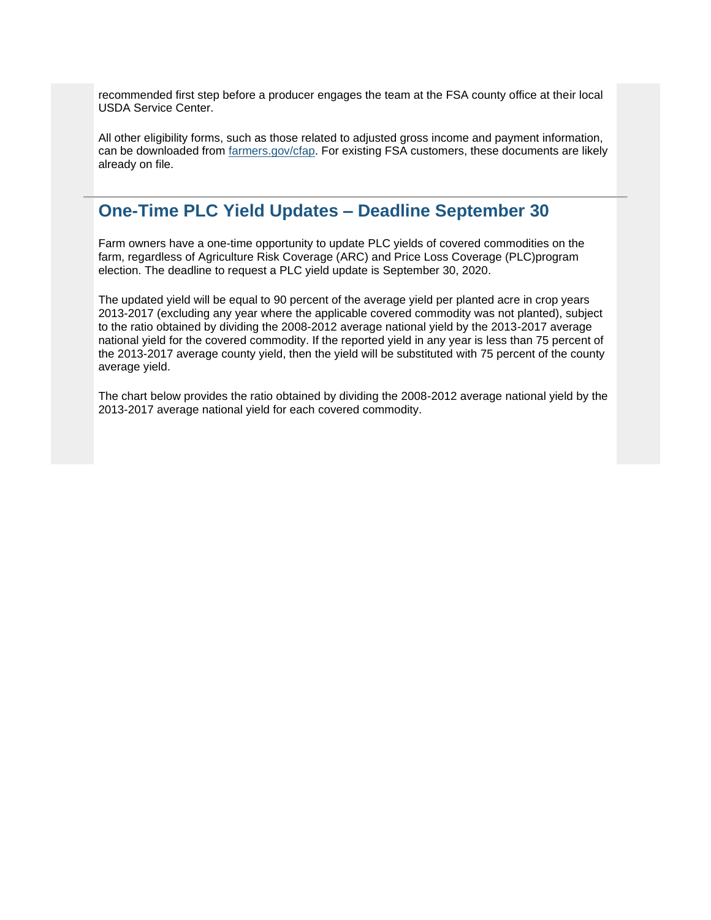recommended first step before a producer engages the team at the FSA county office at their local USDA Service Center.

All other eligibility forms, such as those related to adjusted gross income and payment information, can be downloaded from [farmers.gov/cfap](farmers.gov/cfap). For existing FSA customers, these documents are likely already on file.

---

## One-Time PLC Yield Updates – Deadline September 30

Farm owners have a one-time opportunity to update PLC yields of covered commodities on the farm, regardless of Agriculture Risk Coverage (ARC) and Price Loss Coverage (PLC)program election. The deadline to request a PLC yield update is September 30, 2020.

The updated yield will be equal to 90 percent of the average yield per planted acre in crop years 2013-2017 (excluding any year where the applicable covered commodity was not planted), subject to the ratio obtained by dividing the 2008-2012 average national yield by the 2013-2017 average national yield for the covered commodity. If the reported yield in any year is less than 75 percent of the 2013-2017 average county yield, then the yield will be substituted with 75 percent of the county average yield.

The chart below provides the ratio obtained by dividing the 2008-2012 average national yield by the 2013-2017 average national yield for each covered commodity.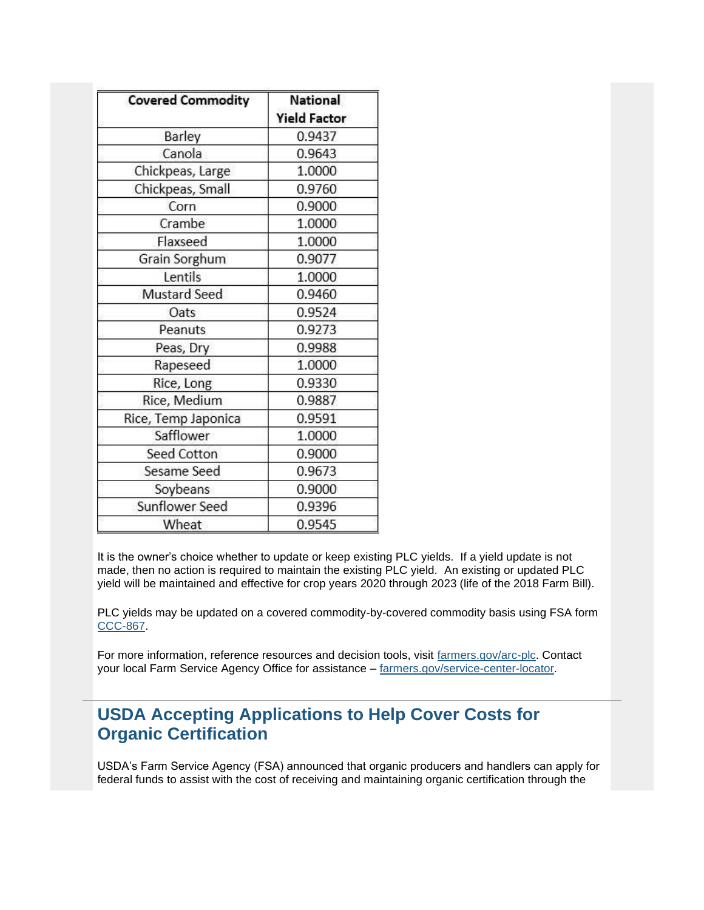| Covered Commodity | National Yield Factor |
|---|---|
| Barley | 0.9437 |
| Canola | 0.9643 |
| Chickpeas, Large | 1.0000 |
| Chickpeas, Small | 0.9760 |
| Corn | 0.9000 |
| Crambe | 1.0000 |
| Flaxseed | 1.0000 |
| Grain Sorghum | 0.9077 |
| Lentils | 1.0000 |
| Mustard Seed | 0.9460 |
| Oats | 0.9524 |
| Peanuts | 0.9273 |
| Peas, Dry | 0.9988 |
| Rapeseed | 1.0000 |
| Rice, Long | 0.9330 |
| Rice, Medium | 0.9887 |
| Rice, Temp Japonica | 0.9591 |
| Safflower | 1.0000 |
| Seed Cotton | 0.9000 |
| Sesame Seed | 0.9673 |
| Soybeans | 0.9000 |
| Sunflower Seed | 0.9396 |
| Wheat | 0.9545 |

It is the owner's choice whether to update or keep existing PLC yields. If a yield update is not made, then no action is required to maintain the existing PLC yield. An existing or updated PLC yield will be maintained and effective for crop years 2020 through 2023 (life of the 2018 Farm Bill).

PLC yields may be updated on a covered commodity-by-covered commodity basis using FSA form CCC-867.

For more information, reference resources and decision tools, visit farmers.gov/arc-plc. Contact your local Farm Service Agency Office for assistance – farmers.gov/service-center-locator.

## USDA Accepting Applications to Help Cover Costs for Organic Certification

USDA's Farm Service Agency (FSA) announced that organic producers and handlers can apply for federal funds to assist with the cost of receiving and maintaining organic certification through the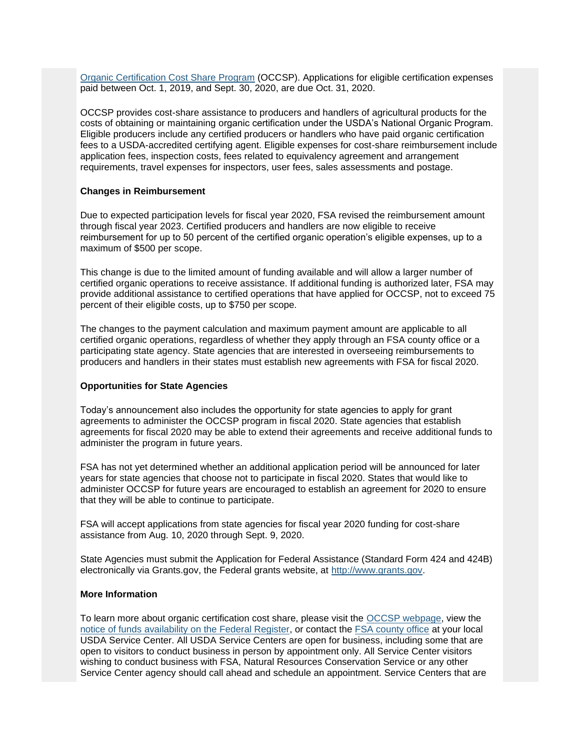Organic Certification Cost Share Program (OCCSP). Applications for eligible certification expenses paid between Oct. 1, 2019, and Sept. 30, 2020, are due Oct. 31, 2020.

OCCSP provides cost-share assistance to producers and handlers of agricultural products for the costs of obtaining or maintaining organic certification under the USDA's National Organic Program. Eligible producers include any certified producers or handlers who have paid organic certification fees to a USDA-accredited certifying agent. Eligible expenses for cost-share reimbursement include application fees, inspection costs, fees related to equivalency agreement and arrangement requirements, travel expenses for inspectors, user fees, sales assessments and postage.

**Changes in Reimbursement**

Due to expected participation levels for fiscal year 2020, FSA revised the reimbursement amount through fiscal year 2023. Certified producers and handlers are now eligible to receive reimbursement for up to 50 percent of the certified organic operation's eligible expenses, up to a maximum of $500 per scope.

This change is due to the limited amount of funding available and will allow a larger number of certified organic operations to receive assistance. If additional funding is authorized later, FSA may provide additional assistance to certified operations that have applied for OCCSP, not to exceed 75 percent of their eligible costs, up to $750 per scope.

The changes to the payment calculation and maximum payment amount are applicable to all certified organic operations, regardless of whether they apply through an FSA county office or a participating state agency. State agencies that are interested in overseeing reimbursements to producers and handlers in their states must establish new agreements with FSA for fiscal 2020.

**Opportunities for State Agencies**

Today's announcement also includes the opportunity for state agencies to apply for grant agreements to administer the OCCSP program in fiscal 2020. State agencies that establish agreements for fiscal 2020 may be able to extend their agreements and receive additional funds to administer the program in future years.

FSA has not yet determined whether an additional application period will be announced for later years for state agencies that choose not to participate in fiscal 2020. States that would like to administer OCCSP for future years are encouraged to establish an agreement for 2020 to ensure that they will be able to continue to participate.

FSA will accept applications from state agencies for fiscal year 2020 funding for cost-share assistance from Aug. 10, 2020 through Sept. 9, 2020.

State Agencies must submit the Application for Federal Assistance (Standard Form 424 and 424B) electronically via Grants.gov, the Federal grants website, at http://www.grants.gov.

**More Information**

To learn more about organic certification cost share, please visit the OCCSP webpage, view the notice of funds availability on the Federal Register, or contact the FSA county office at your local USDA Service Center. All USDA Service Centers are open for business, including some that are open to visitors to conduct business in person by appointment only. All Service Center visitors wishing to conduct business with FSA, Natural Resources Conservation Service or any other Service Center agency should call ahead and schedule an appointment. Service Centers that are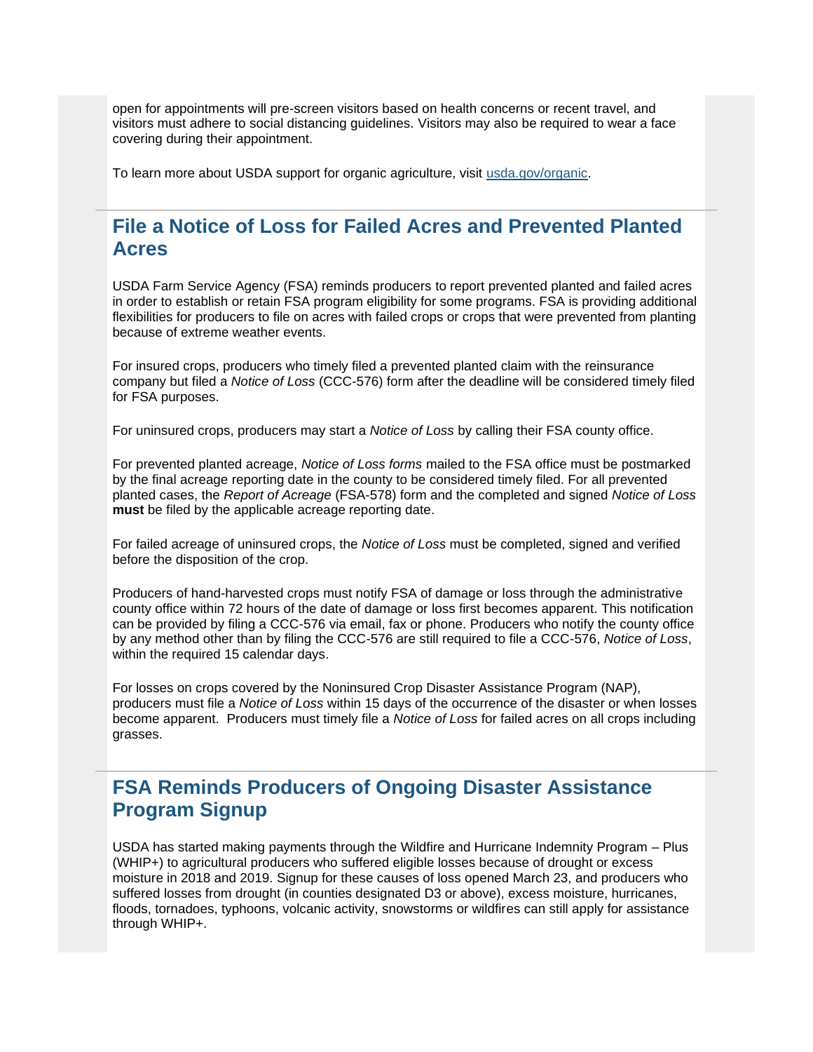open for appointments will pre-screen visitors based on health concerns or recent travel, and visitors must adhere to social distancing guidelines. Visitors may also be required to wear a face covering during their appointment.

To learn more about USDA support for organic agriculture, visit [usda.gov/organic](usda.gov/organic).

## File a Notice of Loss for Failed Acres and Prevented Planted Acres

USDA Farm Service Agency (FSA) reminds producers to report prevented planted and failed acres in order to establish or retain FSA program eligibility for some programs. FSA is providing additional flexibilities for producers to file on acres with failed crops or crops that were prevented from planting because of extreme weather events.

For insured crops, producers who timely filed a prevented planted claim with the reinsurance company but filed a *Notice of Loss* (CCC-576) form after the deadline will be considered timely filed for FSA purposes.

For uninsured crops, producers may start a *Notice of Loss* by calling their FSA county office.

For prevented planted acreage, *Notice of Loss forms* mailed to the FSA office must be postmarked by the final acreage reporting date in the county to be considered timely filed. For all prevented planted cases, the *Report of Acreage* (FSA-578) form and the completed and signed *Notice of Loss* **must** be filed by the applicable acreage reporting date.

For failed acreage of uninsured crops, the *Notice of Loss* must be completed, signed and verified before the disposition of the crop.

Producers of hand-harvested crops must notify FSA of damage or loss through the administrative county office within 72 hours of the date of damage or loss first becomes apparent. This notification can be provided by filing a CCC-576 via email, fax or phone. Producers who notify the county office by any method other than by filing the CCC-576 are still required to file a CCC-576, *Notice of Loss*, within the required 15 calendar days.

For losses on crops covered by the Noninsured Crop Disaster Assistance Program (NAP), producers must file a *Notice of Loss* within 15 days of the occurrence of the disaster or when losses become apparent. Producers must timely file a *Notice of Loss* for failed acres on all crops including grasses.

## FSA Reminds Producers of Ongoing Disaster Assistance Program Signup

USDA has started making payments through the Wildfire and Hurricane Indemnity Program – Plus (WHIP+) to agricultural producers who suffered eligible losses because of drought or excess moisture in 2018 and 2019. Signup for these causes of loss opened March 23, and producers who suffered losses from drought (in counties designated D3 or above), excess moisture, hurricanes, floods, tornadoes, typhoons, volcanic activity, snowstorms or wildfires can still apply for assistance through WHIP+.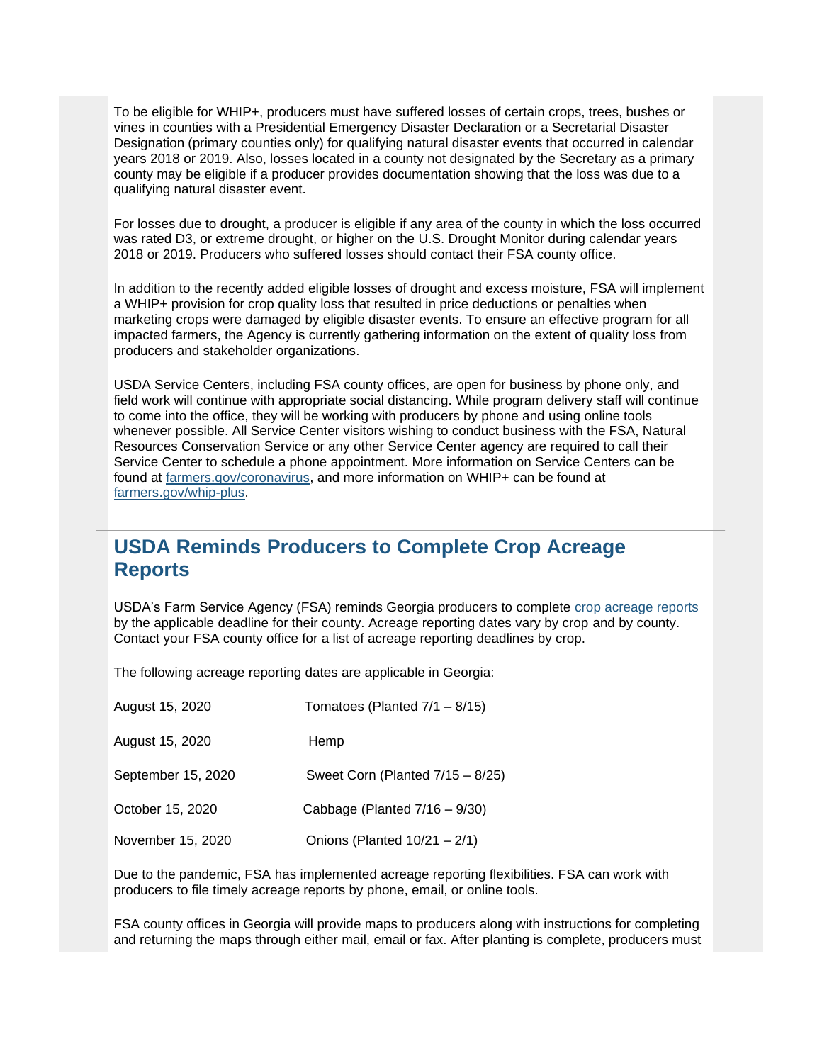To be eligible for WHIP+, producers must have suffered losses of certain crops, trees, bushes or vines in counties with a Presidential Emergency Disaster Declaration or a Secretarial Disaster Designation (primary counties only) for qualifying natural disaster events that occurred in calendar years 2018 or 2019. Also, losses located in a county not designated by the Secretary as a primary county may be eligible if a producer provides documentation showing that the loss was due to a qualifying natural disaster event.

For losses due to drought, a producer is eligible if any area of the county in which the loss occurred was rated D3, or extreme drought, or higher on the U.S. Drought Monitor during calendar years 2018 or 2019. Producers who suffered losses should contact their FSA county office.

In addition to the recently added eligible losses of drought and excess moisture, FSA will implement a WHIP+ provision for crop quality loss that resulted in price deductions or penalties when marketing crops were damaged by eligible disaster events. To ensure an effective program for all impacted farmers, the Agency is currently gathering information on the extent of quality loss from producers and stakeholder organizations.

USDA Service Centers, including FSA county offices, are open for business by phone only, and field work will continue with appropriate social distancing. While program delivery staff will continue to come into the office, they will be working with producers by phone and using online tools whenever possible. All Service Center visitors wishing to conduct business with the FSA, Natural Resources Conservation Service or any other Service Center agency are required to call their Service Center to schedule a phone appointment. More information on Service Centers can be found at [farmers.gov/coronavirus](farmers.gov/coronavirus), and more information on WHIP+ can be found at [farmers.gov/whip-plus](farmers.gov/whip-plus).

---

## USDA Reminds Producers to Complete Crop Acreage Reports

USDA's Farm Service Agency (FSA) reminds Georgia producers to complete [crop acreage reports](crop acreage reports) by the applicable deadline for their county. Acreage reporting dates vary by crop and by county. Contact your FSA county office for a list of acreage reporting deadlines by crop.

The following acreage reporting dates are applicable in Georgia:

| | |
|---|---|
| August 15, 2020 | Tomatoes (Planted 7/1 – 8/15) |
| August 15, 2020 | Hemp |
| September 15, 2020 | Sweet Corn (Planted 7/15 – 8/25) |
| October 15, 2020 | Cabbage (Planted 7/16 – 9/30) |
| November 15, 2020 | Onions (Planted 10/21 – 2/1) |

Due to the pandemic, FSA has implemented acreage reporting flexibilities. FSA can work with producers to file timely acreage reports by phone, email, or online tools.

FSA county offices in Georgia will provide maps to producers along with instructions for completing and returning the maps through either mail, email or fax. After planting is complete, producers must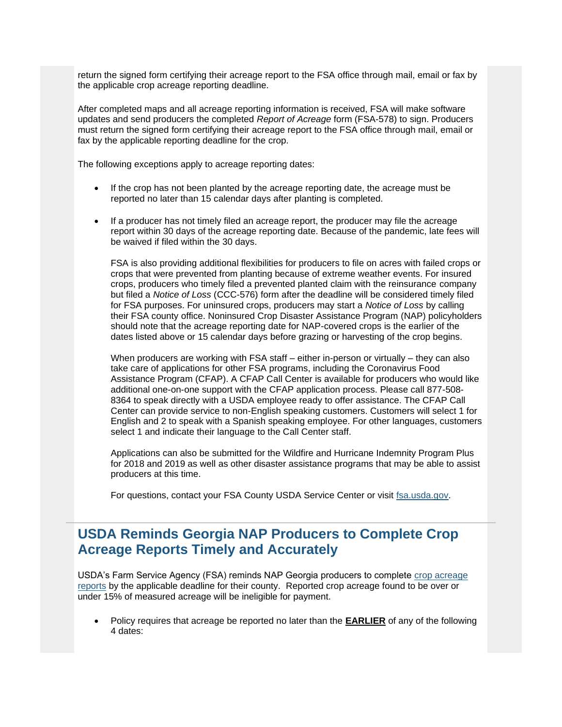return the signed form certifying their acreage report to the FSA office through mail, email or fax by the applicable crop acreage reporting deadline.

After completed maps and all acreage reporting information is received, FSA will make software updates and send producers the completed *Report of Acreage* form (FSA-578) to sign. Producers must return the signed form certifying their acreage report to the FSA office through mail, email or fax by the applicable reporting deadline for the crop.

The following exceptions apply to acreage reporting dates:

- If the crop has not been planted by the acreage reporting date, the acreage must be reported no later than 15 calendar days after planting is completed.
- If a producer has not timely filed an acreage report, the producer may file the acreage report within 30 days of the acreage reporting date. Because of the pandemic, late fees will be waived if filed within the 30 days.

  FSA is also providing additional flexibilities for producers to file on acres with failed crops or crops that were prevented from planting because of extreme weather events. For insured crops, producers who timely filed a prevented planted claim with the reinsurance company but filed a *Notice of Loss* (CCC-576) form after the deadline will be considered timely filed for FSA purposes. For uninsured crops, producers may start a *Notice of Loss* by calling their FSA county office. Noninsured Crop Disaster Assistance Program (NAP) policyholders should note that the acreage reporting date for NAP-covered crops is the earlier of the dates listed above or 15 calendar days before grazing or harvesting of the crop begins.

  When producers are working with FSA staff – either in-person or virtually – they can also take care of applications for other FSA programs, including the Coronavirus Food Assistance Program (CFAP). A CFAP Call Center is available for producers who would like additional one-on-one support with the CFAP application process. Please call 877-508-8364 to speak directly with a USDA employee ready to offer assistance. The CFAP Call Center can provide service to non-English speaking customers. Customers will select 1 for English and 2 to speak with a Spanish speaking employee. For other languages, customers select 1 and indicate their language to the Call Center staff.

  Applications can also be submitted for the Wildfire and Hurricane Indemnity Program Plus for 2018 and 2019 as well as other disaster assistance programs that may be able to assist producers at this time.

  For questions, contact your FSA County USDA Service Center or visit fsa.usda.gov.

---

## USDA Reminds Georgia NAP Producers to Complete Crop Acreage Reports Timely and Accurately

USDA's Farm Service Agency (FSA) reminds NAP Georgia producers to complete crop acreage reports by the applicable deadline for their county. Reported crop acreage found to be over or under 15% of measured acreage will be ineligible for payment.

- Policy requires that acreage be reported no later than the **EARLIER** of any of the following 4 dates: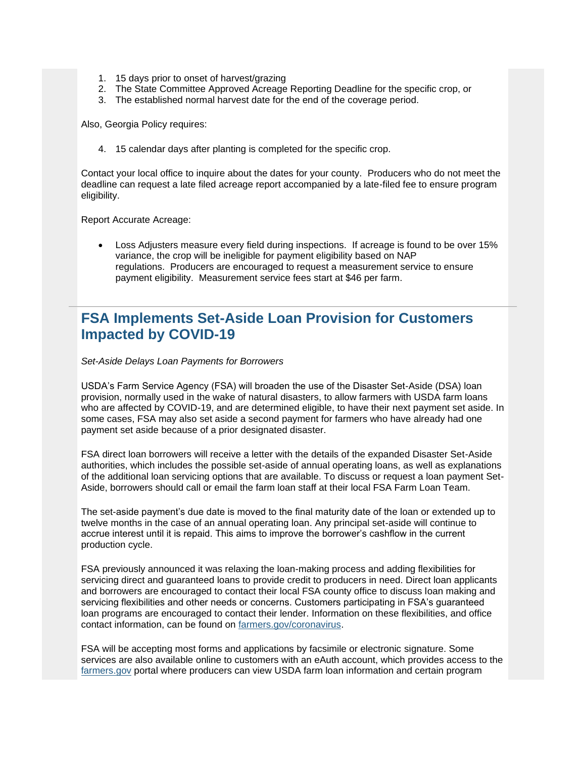1. 15 days prior to onset of harvest/grazing
2. The State Committee Approved Acreage Reporting Deadline for the specific crop, or
3. The established normal harvest date for the end of the coverage period.

Also, Georgia Policy requires:

4. 15 calendar days after planting is completed for the specific crop.

Contact your local office to inquire about the dates for your county. Producers who do not meet the deadline can request a late filed acreage report accompanied by a late-filed fee to ensure program eligibility.

Report Accurate Acreage:

- Loss Adjusters measure every field during inspections. If acreage is found to be over 15% variance, the crop will be ineligible for payment eligibility based on NAP regulations. Producers are encouraged to request a measurement service to ensure payment eligibility. Measurement service fees start at $46 per farm.

---

## FSA Implements Set-Aside Loan Provision for Customers Impacted by COVID-19

*Set-Aside Delays Loan Payments for Borrowers*

USDA's Farm Service Agency (FSA) will broaden the use of the Disaster Set-Aside (DSA) loan provision, normally used in the wake of natural disasters, to allow farmers with USDA farm loans who are affected by COVID-19, and are determined eligible, to have their next payment set aside. In some cases, FSA may also set aside a second payment for farmers who have already had one payment set aside because of a prior designated disaster.

FSA direct loan borrowers will receive a letter with the details of the expanded Disaster Set-Aside authorities, which includes the possible set-aside of annual operating loans, as well as explanations of the additional loan servicing options that are available. To discuss or request a loan payment Set-Aside, borrowers should call or email the farm loan staff at their local FSA Farm Loan Team.

The set-aside payment's due date is moved to the final maturity date of the loan or extended up to twelve months in the case of an annual operating loan. Any principal set-aside will continue to accrue interest until it is repaid. This aims to improve the borrower's cashflow in the current production cycle.

FSA previously announced it was relaxing the loan-making process and adding flexibilities for servicing direct and guaranteed loans to provide credit to producers in need. Direct loan applicants and borrowers are encouraged to contact their local FSA county office to discuss loan making and servicing flexibilities and other needs or concerns. Customers participating in FSA's guaranteed loan programs are encouraged to contact their lender. Information on these flexibilities, and office contact information, can be found on [farmers.gov/coronavirus](farmers.gov/coronavirus).

FSA will be accepting most forms and applications by facsimile or electronic signature. Some services are also available online to customers with an eAuth account, which provides access to the [farmers.gov](farmers.gov) portal where producers can view USDA farm loan information and certain program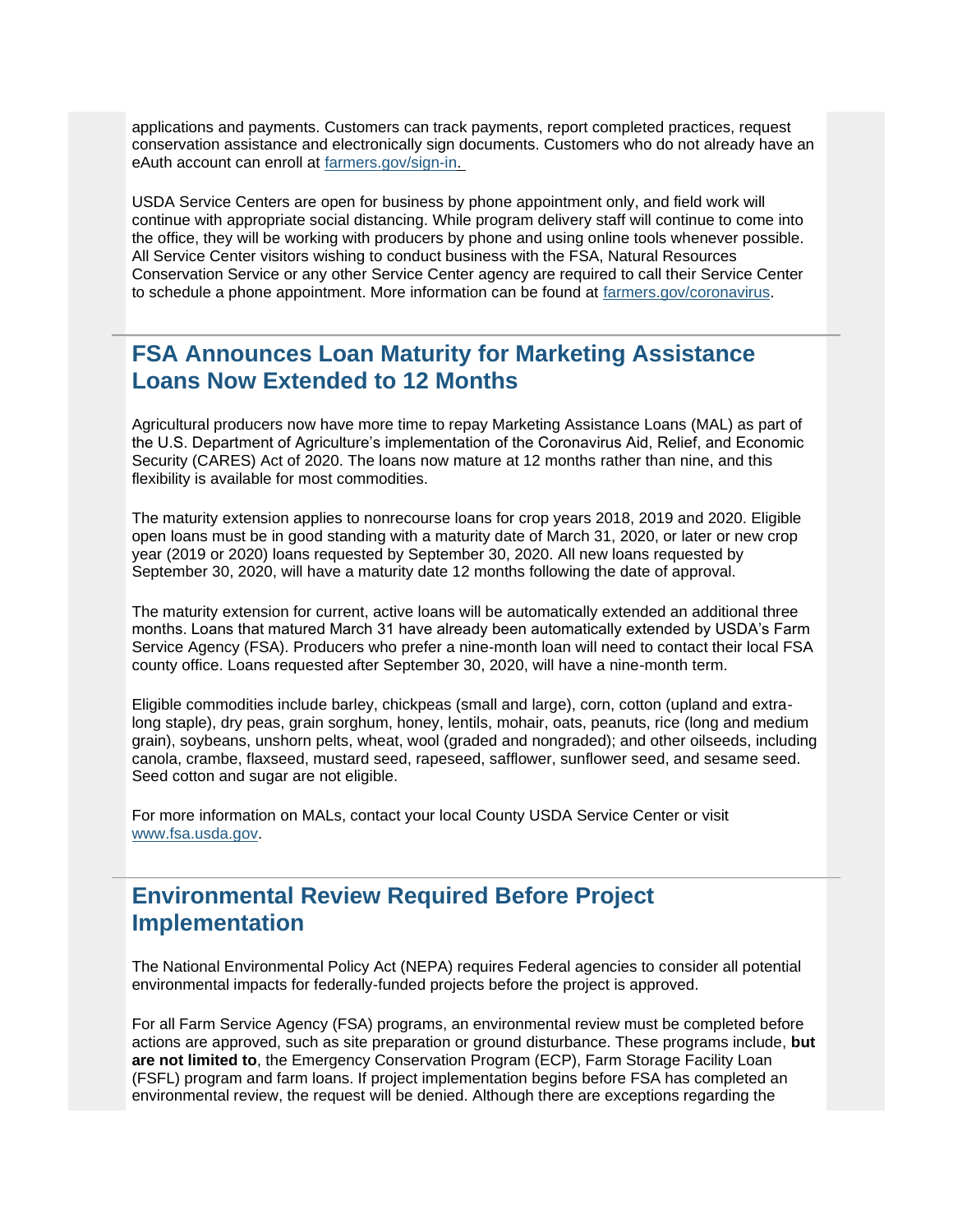applications and payments. Customers can track payments, report completed practices, request conservation assistance and electronically sign documents. Customers who do not already have an eAuth account can enroll at [farmers.gov/sign-in.](farmers.gov/sign-in)

USDA Service Centers are open for business by phone appointment only, and field work will continue with appropriate social distancing. While program delivery staff will continue to come into the office, they will be working with producers by phone and using online tools whenever possible. All Service Center visitors wishing to conduct business with the FSA, Natural Resources Conservation Service or any other Service Center agency are required to call their Service Center to schedule a phone appointment. More information can be found at [farmers.gov/coronavirus](farmers.gov/coronavirus).

## FSA Announces Loan Maturity for Marketing Assistance Loans Now Extended to 12 Months

Agricultural producers now have more time to repay Marketing Assistance Loans (MAL) as part of the U.S. Department of Agriculture's implementation of the Coronavirus Aid, Relief, and Economic Security (CARES) Act of 2020. The loans now mature at 12 months rather than nine, and this flexibility is available for most commodities.

The maturity extension applies to nonrecourse loans for crop years 2018, 2019 and 2020. Eligible open loans must be in good standing with a maturity date of March 31, 2020, or later or new crop year (2019 or 2020) loans requested by September 30, 2020. All new loans requested by September 30, 2020, will have a maturity date 12 months following the date of approval.

The maturity extension for current, active loans will be automatically extended an additional three months. Loans that matured March 31 have already been automatically extended by USDA's Farm Service Agency (FSA). Producers who prefer a nine-month loan will need to contact their local FSA county office. Loans requested after September 30, 2020, will have a nine-month term.

Eligible commodities include barley, chickpeas (small and large), corn, cotton (upland and extra-long staple), dry peas, grain sorghum, honey, lentils, mohair, oats, peanuts, rice (long and medium grain), soybeans, unshorn pelts, wheat, wool (graded and nongraded); and other oilseeds, including canola, crambe, flaxseed, mustard seed, rapeseed, safflower, sunflower seed, and sesame seed. Seed cotton and sugar are not eligible.

For more information on MALs, contact your local County USDA Service Center or visit [www.fsa.usda.gov](www.fsa.usda.gov).

## Environmental Review Required Before Project Implementation

The National Environmental Policy Act (NEPA) requires Federal agencies to consider all potential environmental impacts for federally-funded projects before the project is approved.

For all Farm Service Agency (FSA) programs, an environmental review must be completed before actions are approved, such as site preparation or ground disturbance. These programs include, **but are not limited to**, the Emergency Conservation Program (ECP), Farm Storage Facility Loan (FSFL) program and farm loans. If project implementation begins before FSA has completed an environmental review, the request will be denied. Although there are exceptions regarding the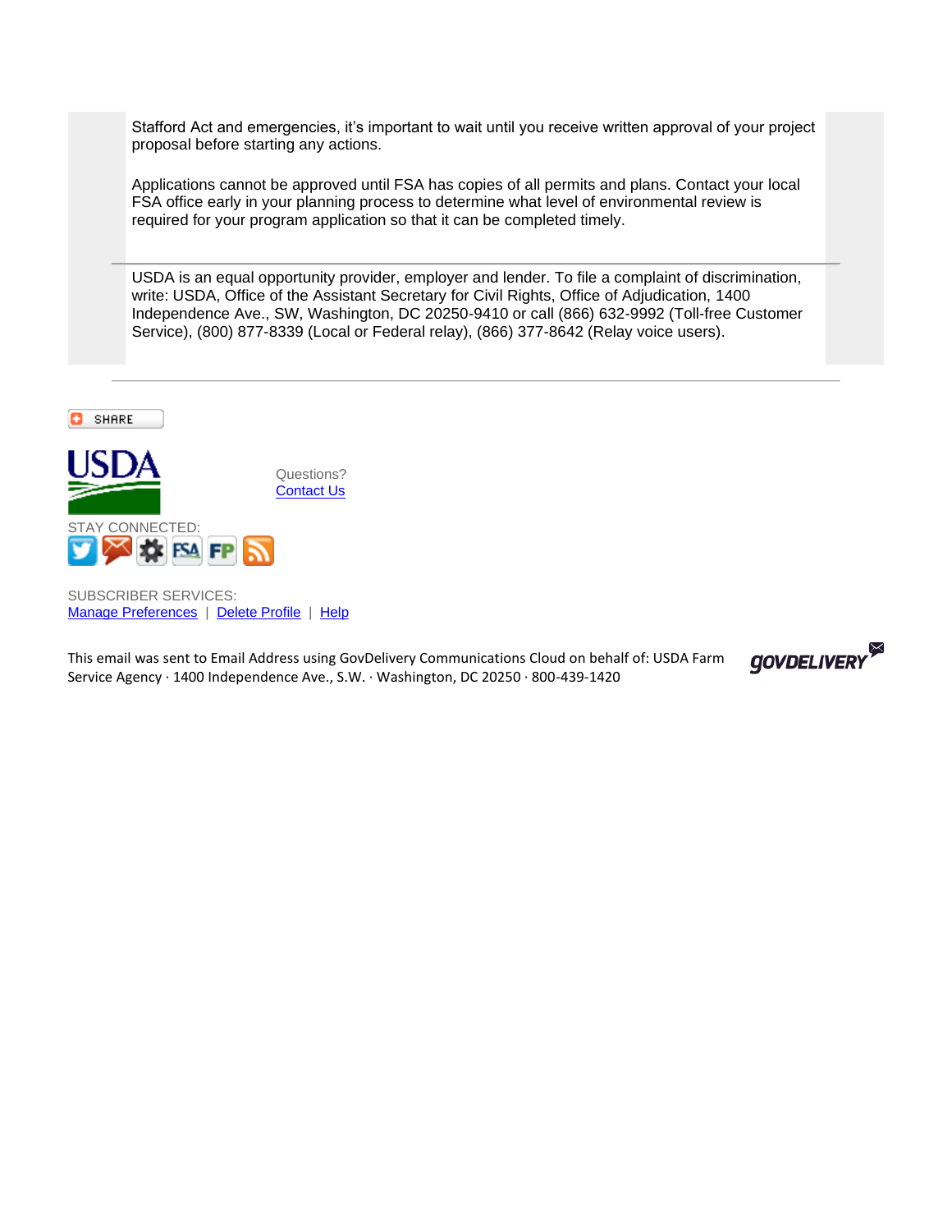Stafford Act and emergencies, it's important to wait until you receive written approval of your project proposal before starting any actions.

Applications cannot be approved until FSA has copies of all permits and plans. Contact your local FSA office early in your planning process to determine what level of environmental review is required for your program application so that it can be completed timely.

---

USDA is an equal opportunity provider, employer and lender. To file a complaint of discrimination, write: USDA, Office of the Assistant Secretary for Civil Rights, Office of Adjudication, 1400 Independence Ave., SW, Washington, DC 20250-9410 or call (866) 632-9992 (Toll-free Customer Service), (800) 877-8339 (Local or Federal relay), (866) 377-8642 (Relay voice users).

---

SHARE

Questions?
Contact Us

STAY CONNECTED:

SUBSCRIBER SERVICES:
Manage Preferences | Delete Profile | Help

This email was sent to Email Address using GovDelivery Communications Cloud on behalf of: USDA Farm Service Agency · 1400 Independence Ave., S.W. · Washington, DC 20250 · 800-439-1420